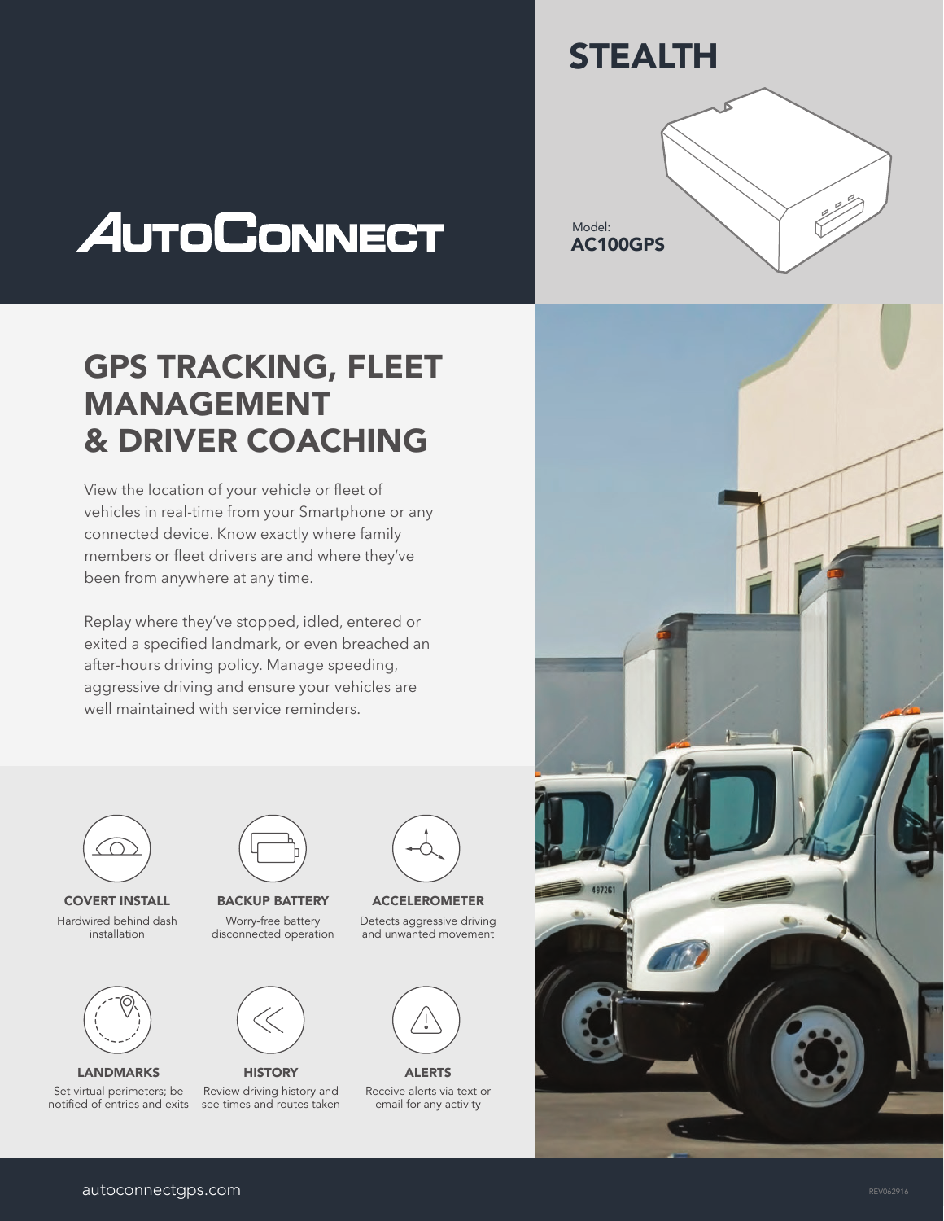# AutoConnect

## STEALTH

Model:
**AC100GPS**

## GPS TRACKING, FLEET MANAGEMENT & DRIVER COACHING

View the location of your vehicle or fleet of vehicles in real-time from your Smartphone or any connected device. Know exactly where family members or fleet drivers are and where they've been from anywhere at any time.

Replay where they've stopped, idled, entered or exited a specified landmark, or even breached an after-hours driving policy. Manage speeding, aggressive driving and ensure your vehicles are well maintained with service reminders.

**COVERT INSTALL**
Hardwired behind dash installation

**BACKUP BATTERY**
Worry-free battery disconnected operation

**ACCELEROMETER**
Detects aggressive driving and unwanted movement

**LANDMARKS**
Set virtual perimeters; be notified of entries and exits

**HISTORY**
Review driving history and see times and routes taken

**ALERTS**
Receive alerts via text or email for any activity

autoconnectgps.com

REV062916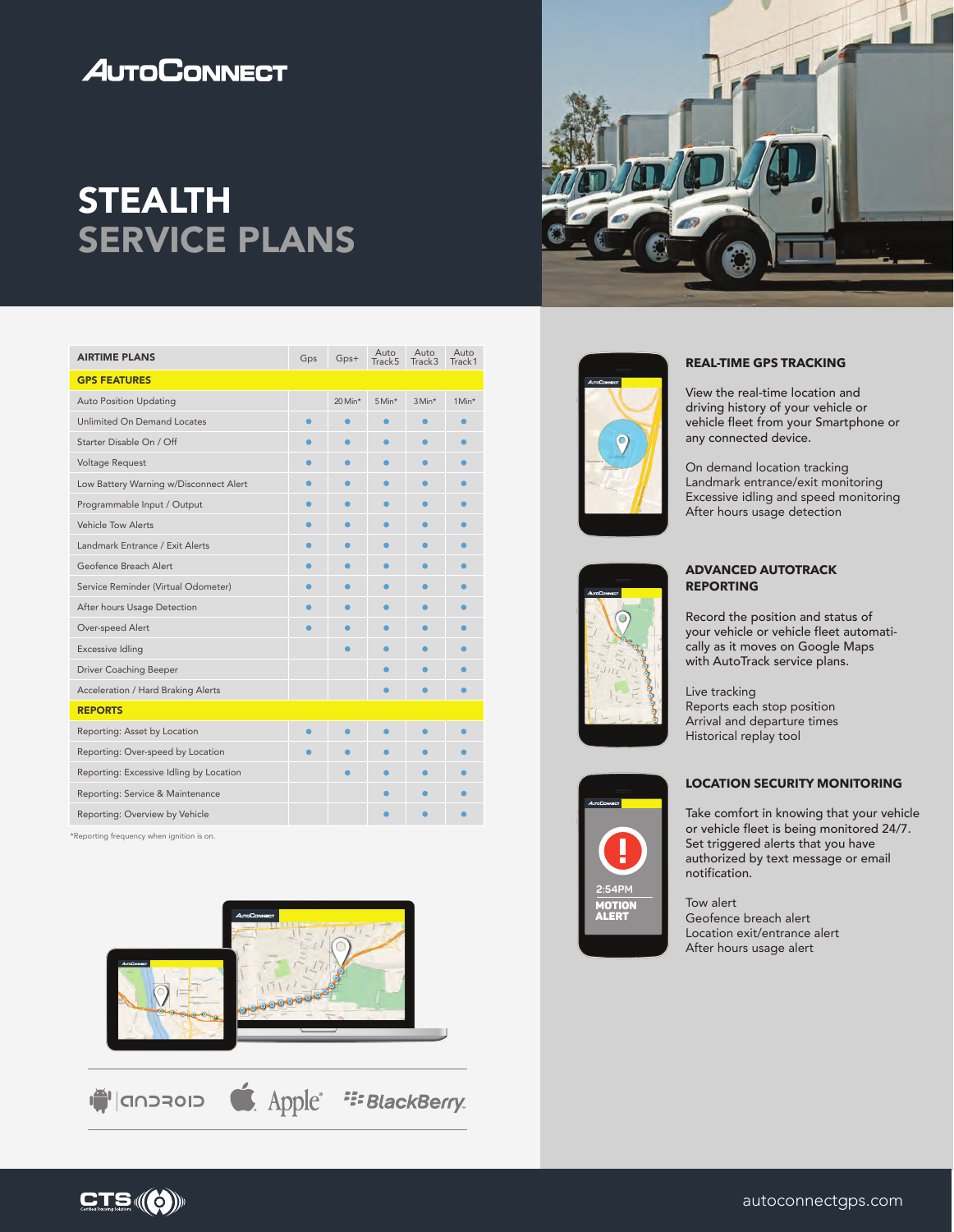# AutoConnect

# STEALTH SERVICE PLANS

| AIRTIME PLANS | Gps | Gps+ | Auto Track 5 | Auto Track 3 | Auto Track 1 |
|---|---|---|---|---|---|
| **GPS FEATURES** | | | | | |
| Auto Position Updating | | 20 Min* | 5 Min* | 3 Min* | 1 Min* |
| Unlimited On Demand Locates | ● | ● | ● | ● | ● |
| Starter Disable On / Off | ● | ● | ● | ● | ● |
| Voltage Request | ● | ● | ● | ● | ● |
| Low Battery Warning w/Disconnect Alert | ● | ● | ● | ● | ● |
| Programmable Input / Output | ● | ● | ● | ● | ● |
| Vehicle Tow Alerts | ● | ● | ● | ● | ● |
| Landmark Entrance / Exit Alerts | ● | ● | ● | ● | ● |
| Geofence Breach Alert | ● | ● | ● | ● | ● |
| Service Reminder (Virtual Odometer) | ● | ● | ● | ● | ● |
| After hours Usage Detection | ● | ● | ● | ● | ● |
| Over-speed Alert | ● | ● | ● | ● | ● |
| Excessive Idling | | ● | ● | ● | ● |
| Driver Coaching Beeper | | | ● | ● | ● |
| Acceleration / Hard Braking Alerts | | | ● | ● | ● |
| **REPORTS** | | | | | |
| Reporting: Asset by Location | ● | ● | ● | ● | ● |
| Reporting: Over-speed by Location | ● | ● | ● | ● | ● |
| Reporting: Excessive Idling by Location | | ● | ● | ● | ● |
| Reporting: Service & Maintenance | | | ● | ● | ● |
| Reporting: Overview by Vehicle | | | ● | ● | ● |

*Reporting frequency when ignition is on.

Android | Apple | BlackBerry

### REAL-TIME GPS TRACKING

View the real-time location and driving history of your vehicle or vehicle fleet from your Smartphone or any connected device.

On demand location tracking
Landmark entrance/exit monitoring
Excessive idling and speed monitoring
After hours usage detection

### ADVANCED AUTOTRACK REPORTING

Record the position and status of your vehicle or vehicle fleet automatically as it moves on Google Maps with AutoTrack service plans.

Live tracking
Reports each stop position
Arrival and departure times
Historical replay tool

### LOCATION SECURITY MONITORING

Take comfort in knowing that your vehicle or vehicle fleet is being monitored 24/7. Set triggered alerts that you have authorized by text message or email notification.

Tow alert
Geofence breach alert
Location exit/entrance alert
After hours usage alert

CTS

autoconnectgps.com